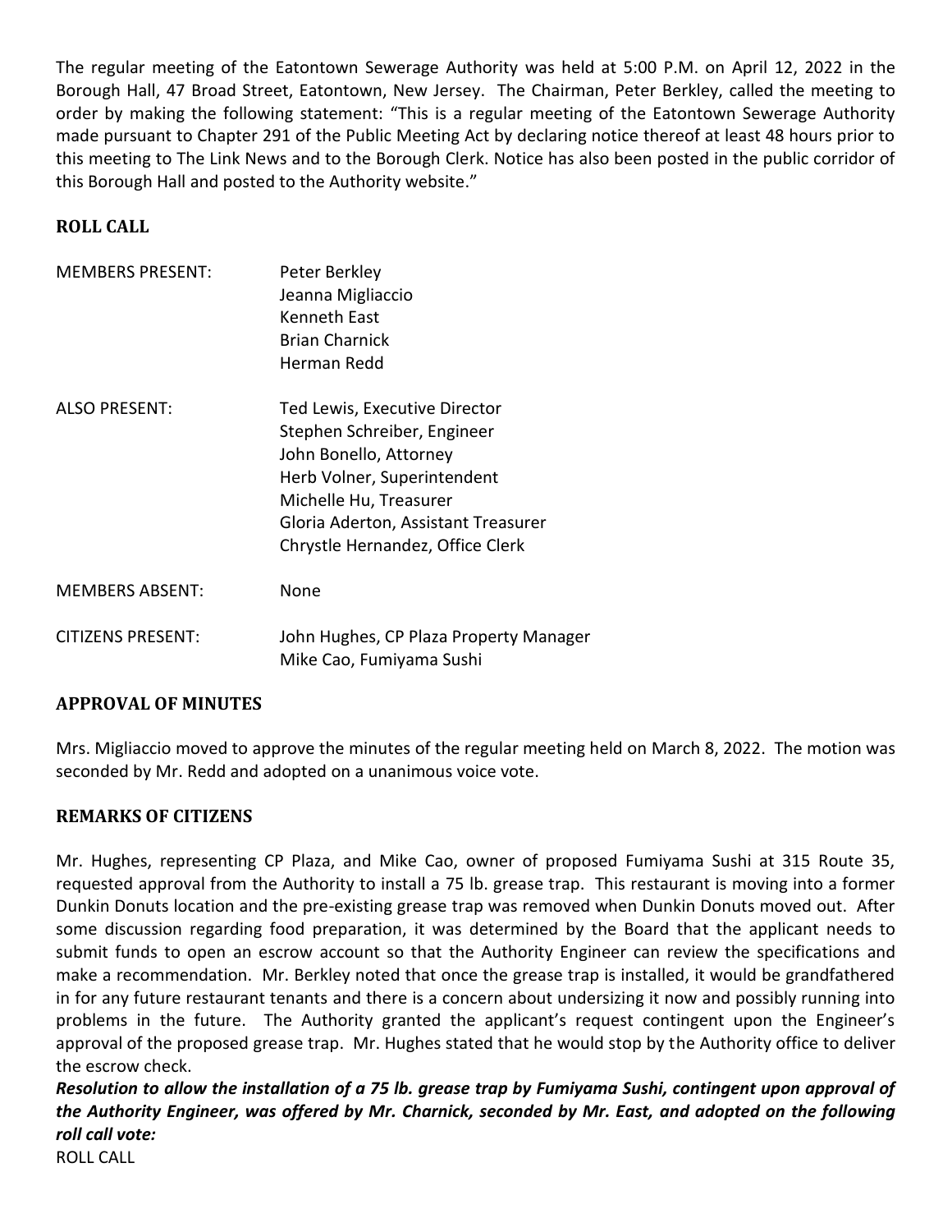The regular meeting of the Eatontown Sewerage Authority was held at 5:00 P.M. on April 12, 2022 in the Borough Hall, 47 Broad Street, Eatontown, New Jersey. The Chairman, Peter Berkley, called the meeting to order by making the following statement: "This is a regular meeting of the Eatontown Sewerage Authority made pursuant to Chapter 291 of the Public Meeting Act by declaring notice thereof at least 48 hours prior to this meeting to The Link News and to the Borough Clerk. Notice has also been posted in the public corridor of this Borough Hall and posted to the Authority website."

**ROLL CALL**

| | |
|---|---|
| MEMBERS PRESENT: | Peter Berkley<br>Jeanna Migliaccio<br>Kenneth East<br>Brian Charnick<br>Herman Redd |
| ALSO PRESENT: | Ted Lewis, Executive Director<br>Stephen Schreiber, Engineer<br>John Bonello, Attorney<br>Herb Volner, Superintendent<br>Michelle Hu, Treasurer<br>Gloria Aderton, Assistant Treasurer<br>Chrystle Hernandez, Office Clerk |
| MEMBERS ABSENT: | None |
| CITIZENS PRESENT: | John Hughes, CP Plaza Property Manager<br>Mike Cao, Fumiyama Sushi |

**APPROVAL OF MINUTES**

Mrs. Migliaccio moved to approve the minutes of the regular meeting held on March 8, 2022. The motion was seconded by Mr. Redd and adopted on a unanimous voice vote.

**REMARKS OF CITIZENS**

Mr. Hughes, representing CP Plaza, and Mike Cao, owner of proposed Fumiyama Sushi at 315 Route 35, requested approval from the Authority to install a 75 lb. grease trap. This restaurant is moving into a former Dunkin Donuts location and the pre-existing grease trap was removed when Dunkin Donuts moved out. After some discussion regarding food preparation, it was determined by the Board that the applicant needs to submit funds to open an escrow account so that the Authority Engineer can review the specifications and make a recommendation. Mr. Berkley noted that once the grease trap is installed, it would be grandfathered in for any future restaurant tenants and there is a concern about undersizing it now and possibly running into problems in the future. The Authority granted the applicant's request contingent upon the Engineer's approval of the proposed grease trap. Mr. Hughes stated that he would stop by the Authority office to deliver the escrow check.

***Resolution to allow the installation of a 75 lb. grease trap by Fumiyama Sushi, contingent upon approval of the Authority Engineer, was offered by Mr. Charnick, seconded by Mr. East, and adopted on the following roll call vote:***

ROLL CALL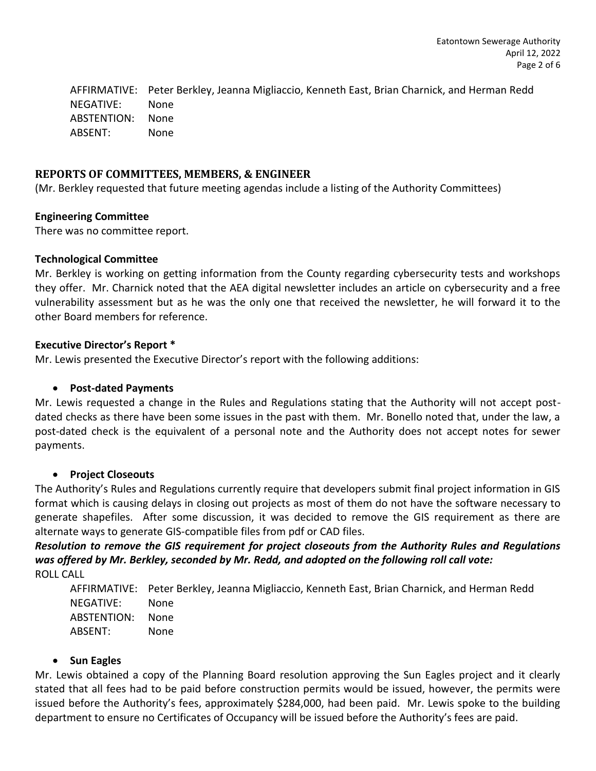AFFIRMATIVE: Peter Berkley, Jeanna Migliaccio, Kenneth East, Brian Charnick, and Herman Redd
NEGATIVE: None
ABSTENTION: None
ABSENT: None

## REPORTS OF COMMITTEES, MEMBERS, & ENGINEER

(Mr. Berkley requested that future meeting agendas include a listing of the Authority Committees)

**Engineering Committee**

There was no committee report.

**Technological Committee**

Mr. Berkley is working on getting information from the County regarding cybersecurity tests and workshops they offer. Mr. Charnick noted that the AEA digital newsletter includes an article on cybersecurity and a free vulnerability assessment but as he was the only one that received the newsletter, he will forward it to the other Board members for reference.

**Executive Director's Report ***

Mr. Lewis presented the Executive Director's report with the following additions:

- **Post-dated Payments**

Mr. Lewis requested a change in the Rules and Regulations stating that the Authority will not accept post-dated checks as there have been some issues in the past with them. Mr. Bonello noted that, under the law, a post-dated check is the equivalent of a personal note and the Authority does not accept notes for sewer payments.

- **Project Closeouts**

The Authority's Rules and Regulations currently require that developers submit final project information in GIS format which is causing delays in closing out projects as most of them do not have the software necessary to generate shapefiles. After some discussion, it was decided to remove the GIS requirement as there are alternate ways to generate GIS-compatible files from pdf or CAD files.

***Resolution to remove the GIS requirement for project closeouts from the Authority Rules and Regulations was offered by Mr. Berkley, seconded by Mr. Redd, and adopted on the following roll call vote:***

ROLL CALL

AFFIRMATIVE: Peter Berkley, Jeanna Migliaccio, Kenneth East, Brian Charnick, and Herman Redd
NEGATIVE: None
ABSTENTION: None
ABSENT: None

- **Sun Eagles**

Mr. Lewis obtained a copy of the Planning Board resolution approving the Sun Eagles project and it clearly stated that all fees had to be paid before construction permits would be issued, however, the permits were issued before the Authority's fees, approximately $284,000, had been paid. Mr. Lewis spoke to the building department to ensure no Certificates of Occupancy will be issued before the Authority's fees are paid.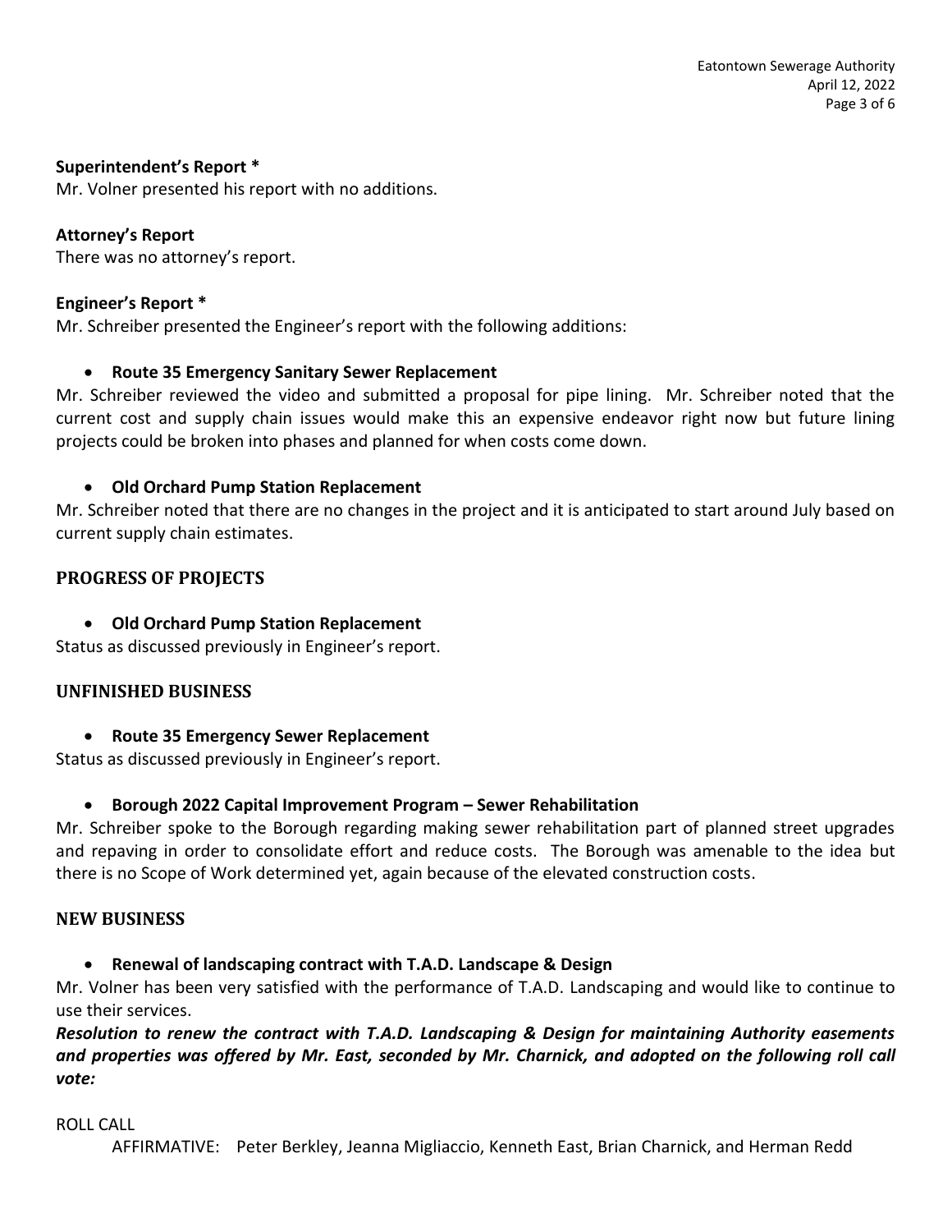**Superintendent's Report ***
Mr. Volner presented his report with no additions.

**Attorney's Report**
There was no attorney's report.

**Engineer's Report ***
Mr. Schreiber presented the Engineer's report with the following additions:

- **Route 35 Emergency Sanitary Sewer Replacement**

Mr. Schreiber reviewed the video and submitted a proposal for pipe lining. Mr. Schreiber noted that the current cost and supply chain issues would make this an expensive endeavor right now but future lining projects could be broken into phases and planned for when costs come down.

- **Old Orchard Pump Station Replacement**

Mr. Schreiber noted that there are no changes in the project and it is anticipated to start around July based on current supply chain estimates.

## PROGRESS OF PROJECTS

- **Old Orchard Pump Station Replacement**

Status as discussed previously in Engineer's report.

## UNFINISHED BUSINESS

- **Route 35 Emergency Sewer Replacement**

Status as discussed previously in Engineer's report.

- **Borough 2022 Capital Improvement Program – Sewer Rehabilitation**

Mr. Schreiber spoke to the Borough regarding making sewer rehabilitation part of planned street upgrades and repaving in order to consolidate effort and reduce costs. The Borough was amenable to the idea but there is no Scope of Work determined yet, again because of the elevated construction costs.

## NEW BUSINESS

- **Renewal of landscaping contract with T.A.D. Landscape & Design**

Mr. Volner has been very satisfied with the performance of T.A.D. Landscaping and would like to continue to use their services.

***Resolution to renew the contract with T.A.D. Landscaping & Design for maintaining Authority easements and properties was offered by Mr. East, seconded by Mr. Charnick, and adopted on the following roll call vote:***

ROLL CALL

AFFIRMATIVE: Peter Berkley, Jeanna Migliaccio, Kenneth East, Brian Charnick, and Herman Redd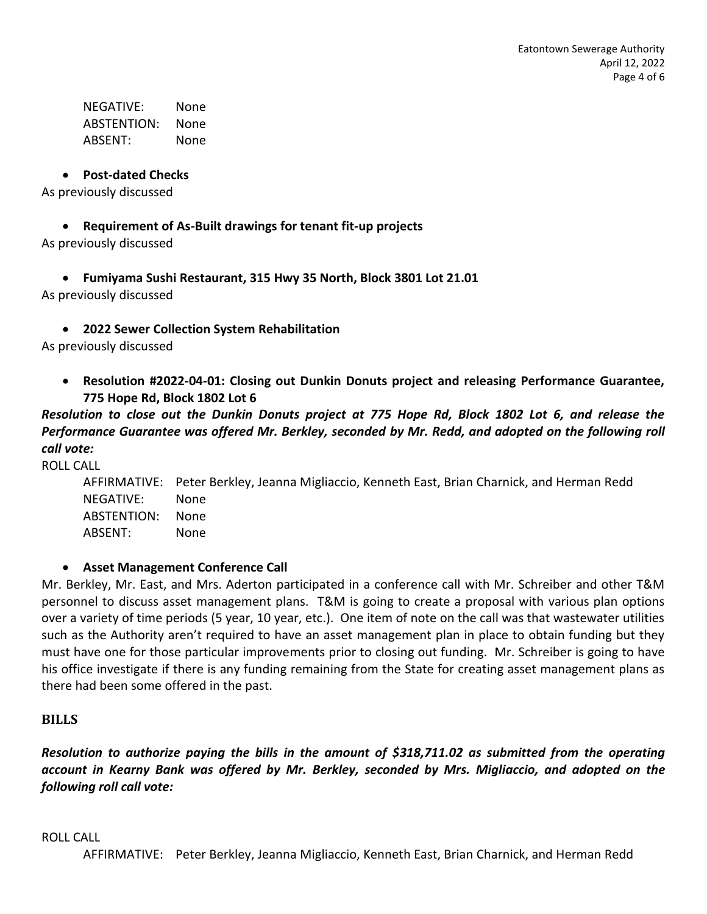NEGATIVE: None
ABSTENTION: None
ABSENT: None

- **Post-dated Checks**

As previously discussed

- **Requirement of As-Built drawings for tenant fit-up projects**

As previously discussed

- **Fumiyama Sushi Restaurant, 315 Hwy 35 North, Block 3801 Lot 21.01**

As previously discussed

- **2022 Sewer Collection System Rehabilitation**

As previously discussed

- **Resolution #2022-04-01: Closing out Dunkin Donuts project and releasing Performance Guarantee, 775 Hope Rd, Block 1802 Lot 6**

***Resolution to close out the Dunkin Donuts project at 775 Hope Rd, Block 1802 Lot 6, and release the Performance Guarantee was offered Mr. Berkley, seconded by Mr. Redd, and adopted on the following roll call vote:***

ROLL CALL

AFFIRMATIVE: Peter Berkley, Jeanna Migliaccio, Kenneth East, Brian Charnick, and Herman Redd
NEGATIVE: None
ABSTENTION: None
ABSENT: None

- **Asset Management Conference Call**

Mr. Berkley, Mr. East, and Mrs. Aderton participated in a conference call with Mr. Schreiber and other T&M personnel to discuss asset management plans. T&M is going to create a proposal with various plan options over a variety of time periods (5 year, 10 year, etc.). One item of note on the call was that wastewater utilities such as the Authority aren't required to have an asset management plan in place to obtain funding but they must have one for those particular improvements prior to closing out funding. Mr. Schreiber is going to have his office investigate if there is any funding remaining from the State for creating asset management plans as there had been some offered in the past.

## BILLS

***Resolution to authorize paying the bills in the amount of $318,711.02 as submitted from the operating account in Kearny Bank was offered by Mr. Berkley, seconded by Mrs. Migliaccio, and adopted on the following roll call vote:***

ROLL CALL

AFFIRMATIVE: Peter Berkley, Jeanna Migliaccio, Kenneth East, Brian Charnick, and Herman Redd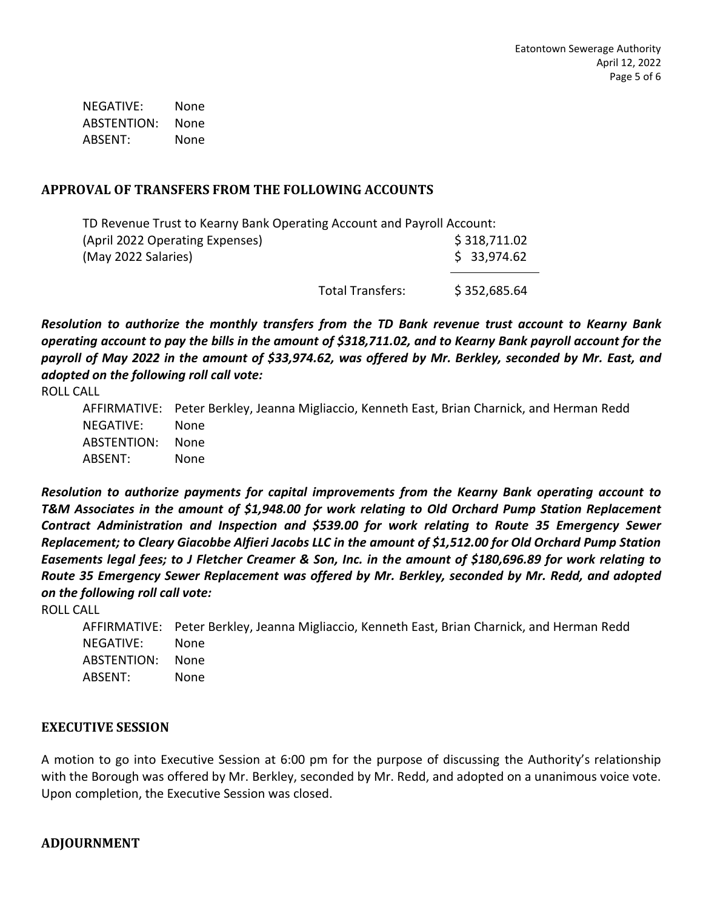NEGATIVE: None
ABSTENTION: None
ABSENT: None

## APPROVAL OF TRANSFERS FROM THE FOLLOWING ACCOUNTS

TD Revenue Trust to Kearny Bank Operating Account and Payroll Account:

| | | |
|---|---|---|
| (April 2022 Operating Expenses) | | $ 318,711.02 |
| (May 2022 Salaries) | | $ 33,974.62 |
| | Total Transfers: | $ 352,685.64 |

***Resolution to authorize the monthly transfers from the TD Bank revenue trust account to Kearny Bank operating account to pay the bills in the amount of $318,711.02, and to Kearny Bank payroll account for the payroll of May 2022 in the amount of $33,974.62, was offered by Mr. Berkley, seconded by Mr. East, and adopted on the following roll call vote:***

ROLL CALL

AFFIRMATIVE: Peter Berkley, Jeanna Migliaccio, Kenneth East, Brian Charnick, and Herman Redd
NEGATIVE: None
ABSTENTION: None
ABSENT: None

***Resolution to authorize payments for capital improvements from the Kearny Bank operating account to T&M Associates in the amount of $1,948.00 for work relating to Old Orchard Pump Station Replacement Contract Administration and Inspection and $539.00 for work relating to Route 35 Emergency Sewer Replacement; to Cleary Giacobbe Alfieri Jacobs LLC in the amount of $1,512.00 for Old Orchard Pump Station Easements legal fees; to J Fletcher Creamer & Son, Inc. in the amount of $180,696.89 for work relating to Route 35 Emergency Sewer Replacement was offered by Mr. Berkley, seconded by Mr. Redd, and adopted on the following roll call vote:***

ROLL CALL

AFFIRMATIVE: Peter Berkley, Jeanna Migliaccio, Kenneth East, Brian Charnick, and Herman Redd
NEGATIVE: None
ABSTENTION: None
ABSENT: None

## EXECUTIVE SESSION

A motion to go into Executive Session at 6:00 pm for the purpose of discussing the Authority's relationship with the Borough was offered by Mr. Berkley, seconded by Mr. Redd, and adopted on a unanimous voice vote. Upon completion, the Executive Session was closed.

## ADJOURNMENT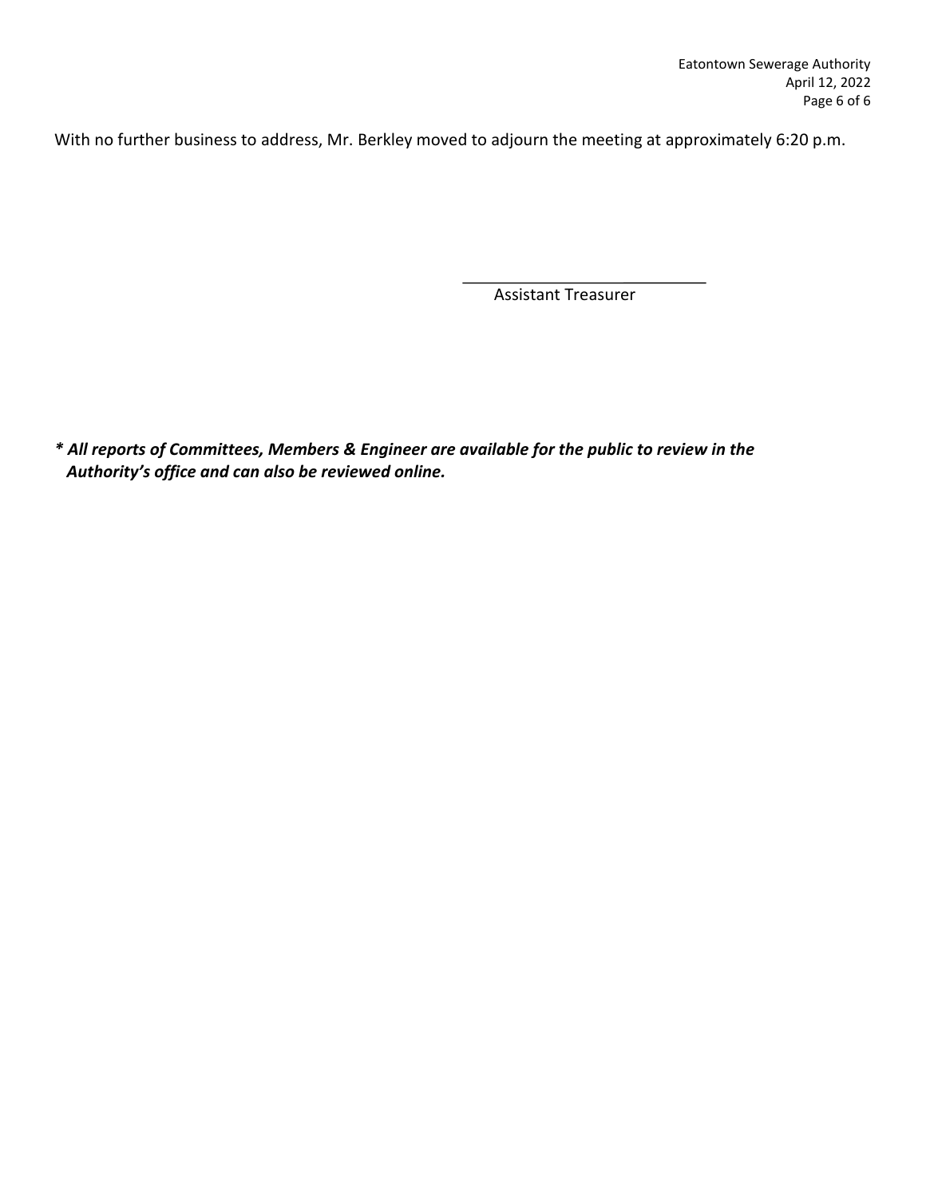With no further business to address, Mr. Berkley moved to adjourn the meeting at approximately 6:20 p.m.

\_\_\_\_\_\_\_\_\_\_\_\_\_\_\_\_\_\_\_\_\_\_\_\_\_\_\_\_

Assistant Treasurer

***\* All reports of Committees, Members & Engineer are available for the public to review in the Authority's office and can also be reviewed online.***